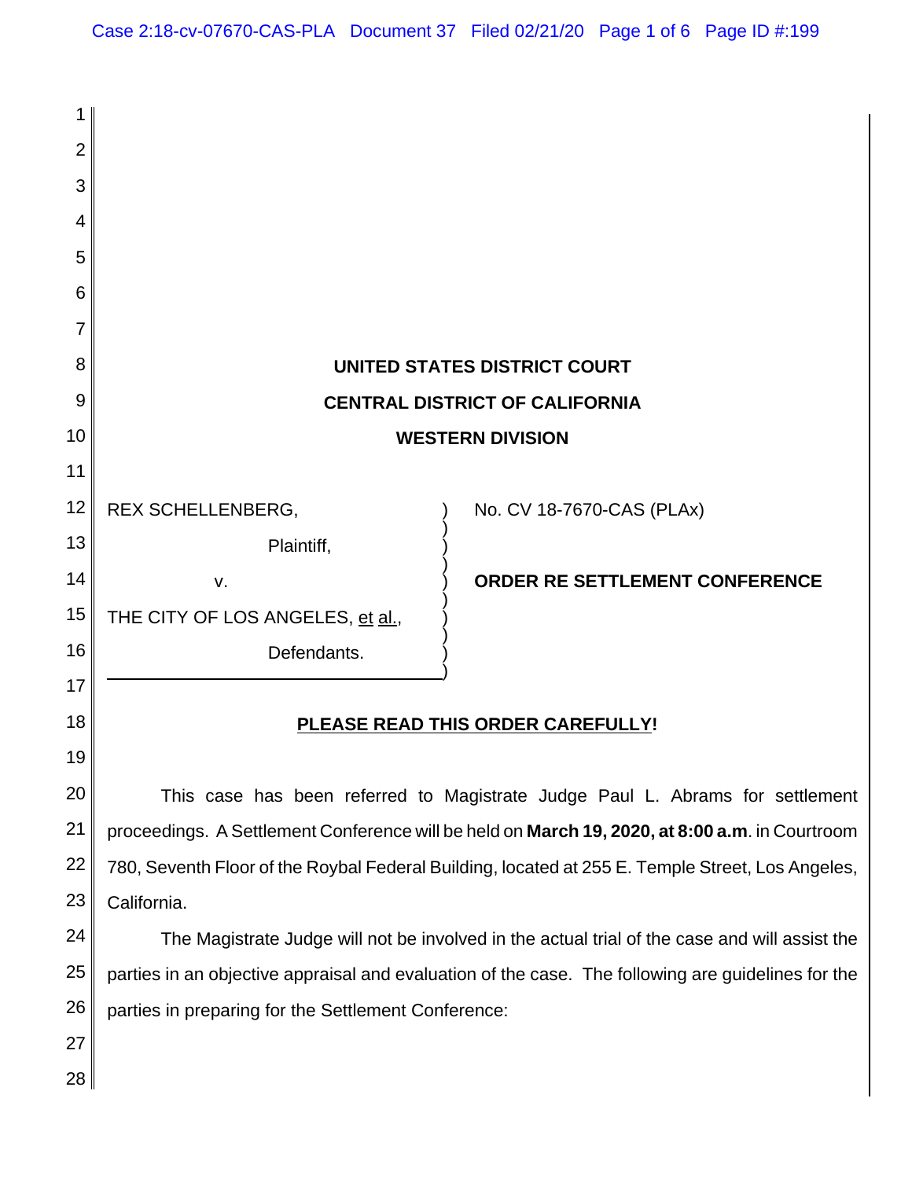**UNITED STATES DISTRICT COURT**

**CENTRAL DISTRICT OF CALIFORNIA**

**WESTERN DIVISION**

| | |
|---|---|
| REX SCHELLENBERG,<br><br>Plaintiff,<br><br>v.<br><br>THE CITY OF LOS ANGELES, et al.,<br><br>Defendants. | No. CV 18-7670-CAS (PLAx)<br><br>**ORDER RE SETTLEMENT CONFERENCE** |

**PLEASE READ THIS ORDER CAREFULLY!**

This case has been referred to Magistrate Judge Paul L. Abrams for settlement proceedings. A Settlement Conference will be held on **March 19, 2020, at 8:00 a.m**. in Courtroom 780, Seventh Floor of the Roybal Federal Building, located at 255 E. Temple Street, Los Angeles, California.

The Magistrate Judge will not be involved in the actual trial of the case and will assist the parties in an objective appraisal and evaluation of the case. The following are guidelines for the parties in preparing for the Settlement Conference: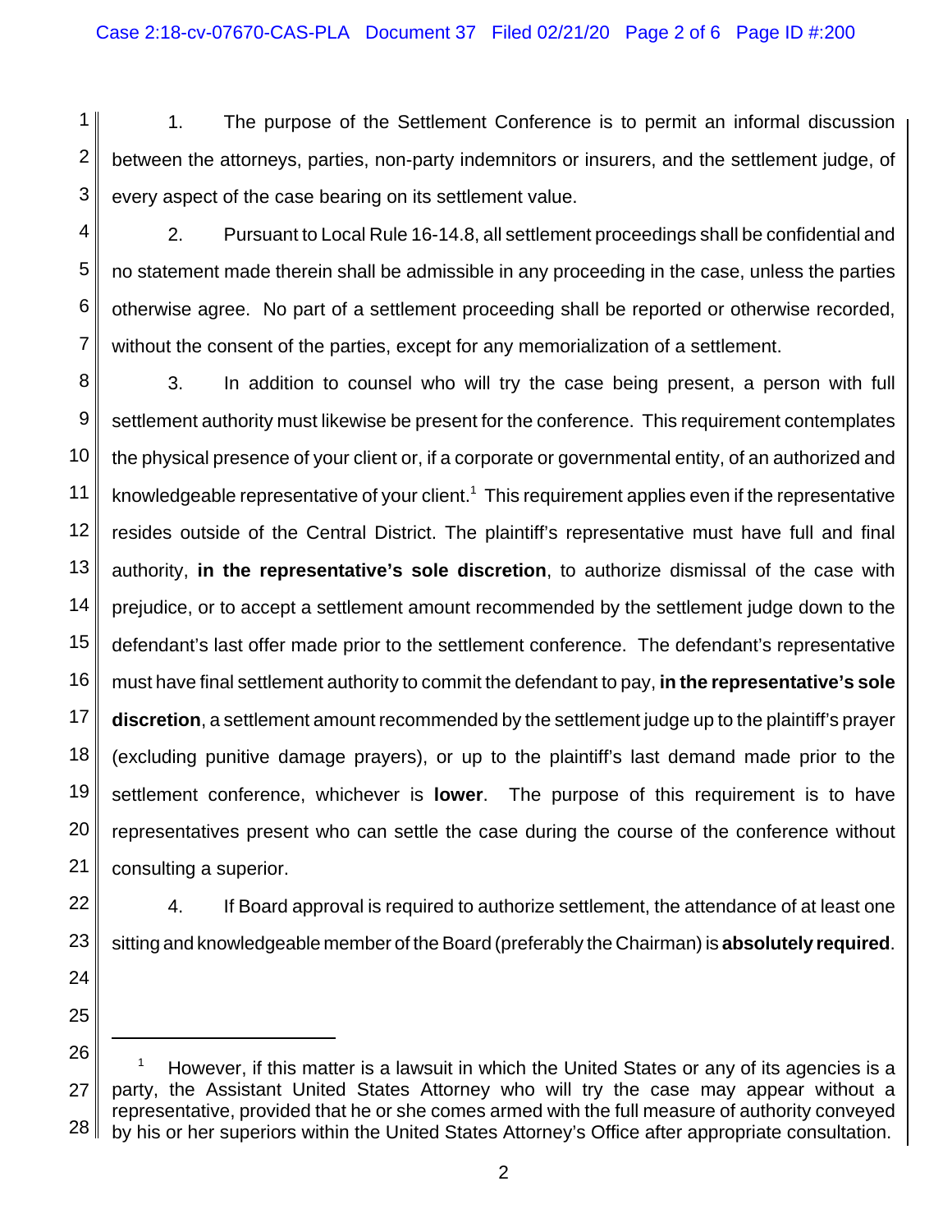1. The purpose of the Settlement Conference is to permit an informal discussion between the attorneys, parties, non-party indemnitors or insurers, and the settlement judge, of every aspect of the case bearing on its settlement value.

2. Pursuant to Local Rule 16-14.8, all settlement proceedings shall be confidential and no statement made therein shall be admissible in any proceeding in the case, unless the parties otherwise agree. No part of a settlement proceeding shall be reported or otherwise recorded, without the consent of the parties, except for any memorialization of a settlement.

3. In addition to counsel who will try the case being present, a person with full settlement authority must likewise be present for the conference. This requirement contemplates the physical presence of your client or, if a corporate or governmental entity, of an authorized and knowledgeable representative of your client.[1] This requirement applies even if the representative resides outside of the Central District. The plaintiff's representative must have full and final authority, **in the representative's sole discretion**, to authorize dismissal of the case with prejudice, or to accept a settlement amount recommended by the settlement judge down to the defendant's last offer made prior to the settlement conference. The defendant's representative must have final settlement authority to commit the defendant to pay, **in the representative's sole discretion**, a settlement amount recommended by the settlement judge up to the plaintiff's prayer (excluding punitive damage prayers), or up to the plaintiff's last demand made prior to the settlement conference, whichever is **lower**. The purpose of this requirement is to have representatives present who can settle the case during the course of the conference without consulting a superior.

4. If Board approval is required to authorize settlement, the attendance of at least one sitting and knowledgeable member of the Board (preferably the Chairman) is **absolutely required**.

---

[1] However, if this matter is a lawsuit in which the United States or any of its agencies is a party, the Assistant United States Attorney who will try the case may appear without a representative, provided that he or she comes armed with the full measure of authority conveyed by his or her superiors within the United States Attorney's Office after appropriate consultation.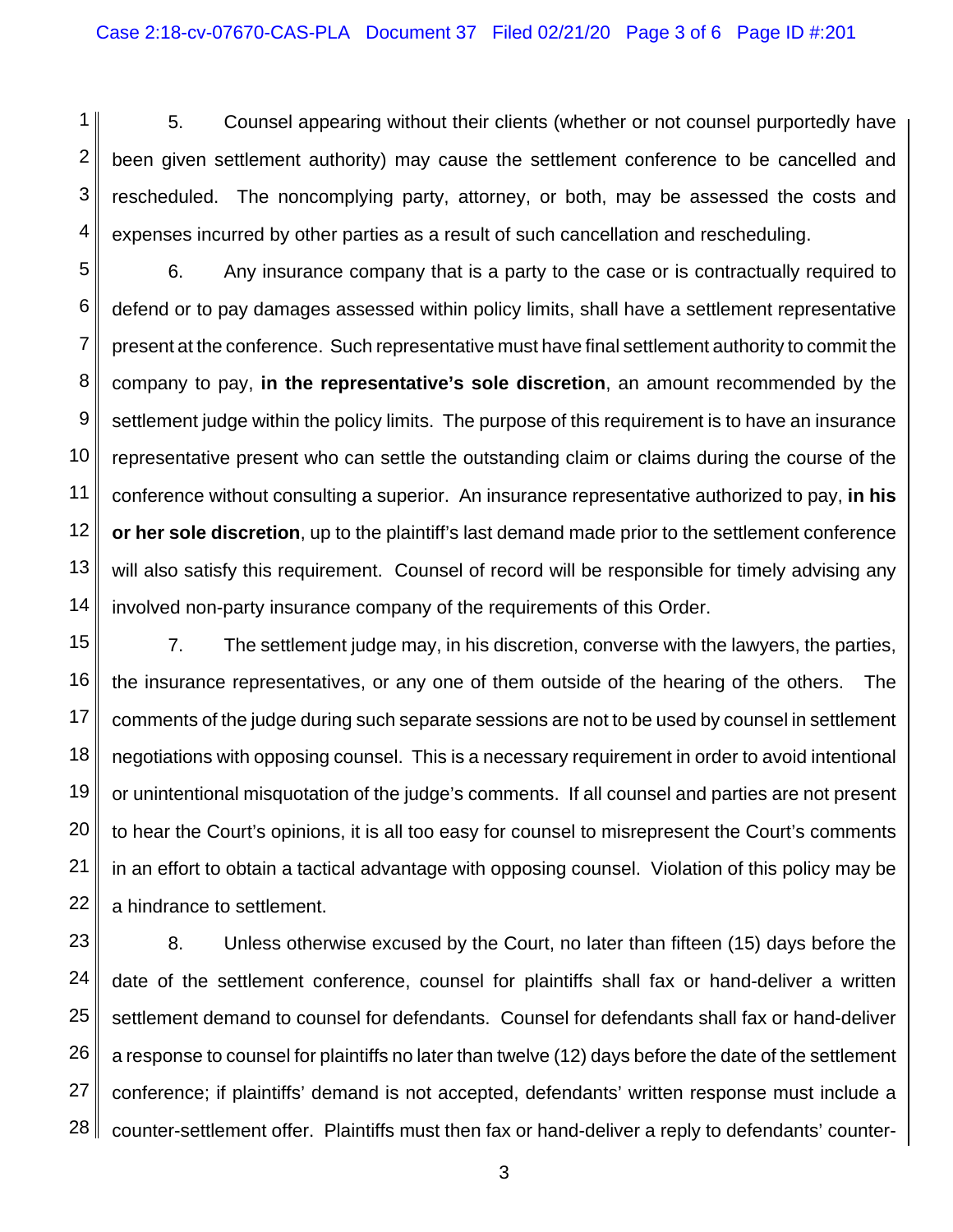5. Counsel appearing without their clients (whether or not counsel purportedly have been given settlement authority) may cause the settlement conference to be cancelled and rescheduled. The noncomplying party, attorney, or both, may be assessed the costs and expenses incurred by other parties as a result of such cancellation and rescheduling.

6. Any insurance company that is a party to the case or is contractually required to defend or to pay damages assessed within policy limits, shall have a settlement representative present at the conference. Such representative must have final settlement authority to commit the company to pay, **in the representative's sole discretion**, an amount recommended by the settlement judge within the policy limits. The purpose of this requirement is to have an insurance representative present who can settle the outstanding claim or claims during the course of the conference without consulting a superior. An insurance representative authorized to pay, **in his or her sole discretion**, up to the plaintiff's last demand made prior to the settlement conference will also satisfy this requirement. Counsel of record will be responsible for timely advising any involved non-party insurance company of the requirements of this Order.

7. The settlement judge may, in his discretion, converse with the lawyers, the parties, the insurance representatives, or any one of them outside of the hearing of the others. The comments of the judge during such separate sessions are not to be used by counsel in settlement negotiations with opposing counsel. This is a necessary requirement in order to avoid intentional or unintentional misquotation of the judge's comments. If all counsel and parties are not present to hear the Court's opinions, it is all too easy for counsel to misrepresent the Court's comments in an effort to obtain a tactical advantage with opposing counsel. Violation of this policy may be a hindrance to settlement.

8. Unless otherwise excused by the Court, no later than fifteen (15) days before the date of the settlement conference, counsel for plaintiffs shall fax or hand-deliver a written settlement demand to counsel for defendants. Counsel for defendants shall fax or hand-deliver a response to counsel for plaintiffs no later than twelve (12) days before the date of the settlement conference; if plaintiffs' demand is not accepted, defendants' written response must include a counter-settlement offer. Plaintiffs must then fax or hand-deliver a reply to defendants' counter-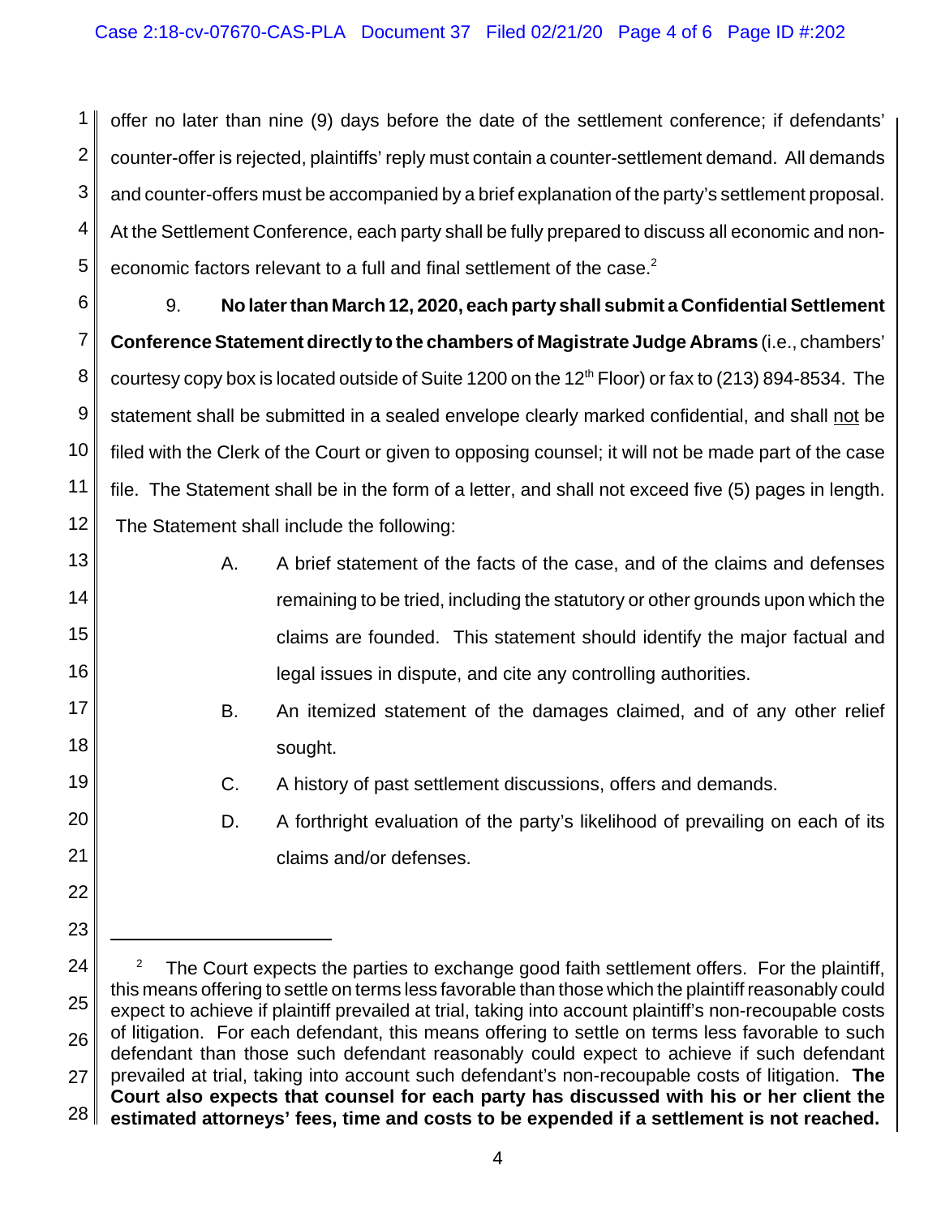offer no later than nine (9) days before the date of the settlement conference; if defendants' counter-offer is rejected, plaintiffs' reply must contain a counter-settlement demand. All demands and counter-offers must be accompanied by a brief explanation of the party's settlement proposal. At the Settlement Conference, each party shall be fully prepared to discuss all economic and non-economic factors relevant to a full and final settlement of the case.[2]

9. **No later than March 12, 2020, each party shall submit a Confidential Settlement Conference Statement directly to the chambers of Magistrate Judge Abrams** (i.e., chambers' courtesy copy box is located outside of Suite 1200 on the 12th Floor) or fax to (213) 894-8534. The statement shall be submitted in a sealed envelope clearly marked confidential, and shall not be filed with the Clerk of the Court or given to opposing counsel; it will not be made part of the case file. The Statement shall be in the form of a letter, and shall not exceed five (5) pages in length. The Statement shall include the following:

A. A brief statement of the facts of the case, and of the claims and defenses remaining to be tried, including the statutory or other grounds upon which the claims are founded. This statement should identify the major factual and legal issues in dispute, and cite any controlling authorities.

B. An itemized statement of the damages claimed, and of any other relief sought.

C. A history of past settlement discussions, offers and demands.

D. A forthright evaluation of the party's likelihood of prevailing on each of its claims and/or defenses.

---

[2] The Court expects the parties to exchange good faith settlement offers. For the plaintiff, this means offering to settle on terms less favorable than those which the plaintiff reasonably could expect to achieve if plaintiff prevailed at trial, taking into account plaintiff's non-recoupable costs of litigation. For each defendant, this means offering to settle on terms less favorable to such defendant than those such defendant reasonably could expect to achieve if such defendant prevailed at trial, taking into account such defendant's non-recoupable costs of litigation. **The Court also expects that counsel for each party has discussed with his or her client the estimated attorneys' fees, time and costs to be expended if a settlement is not reached.**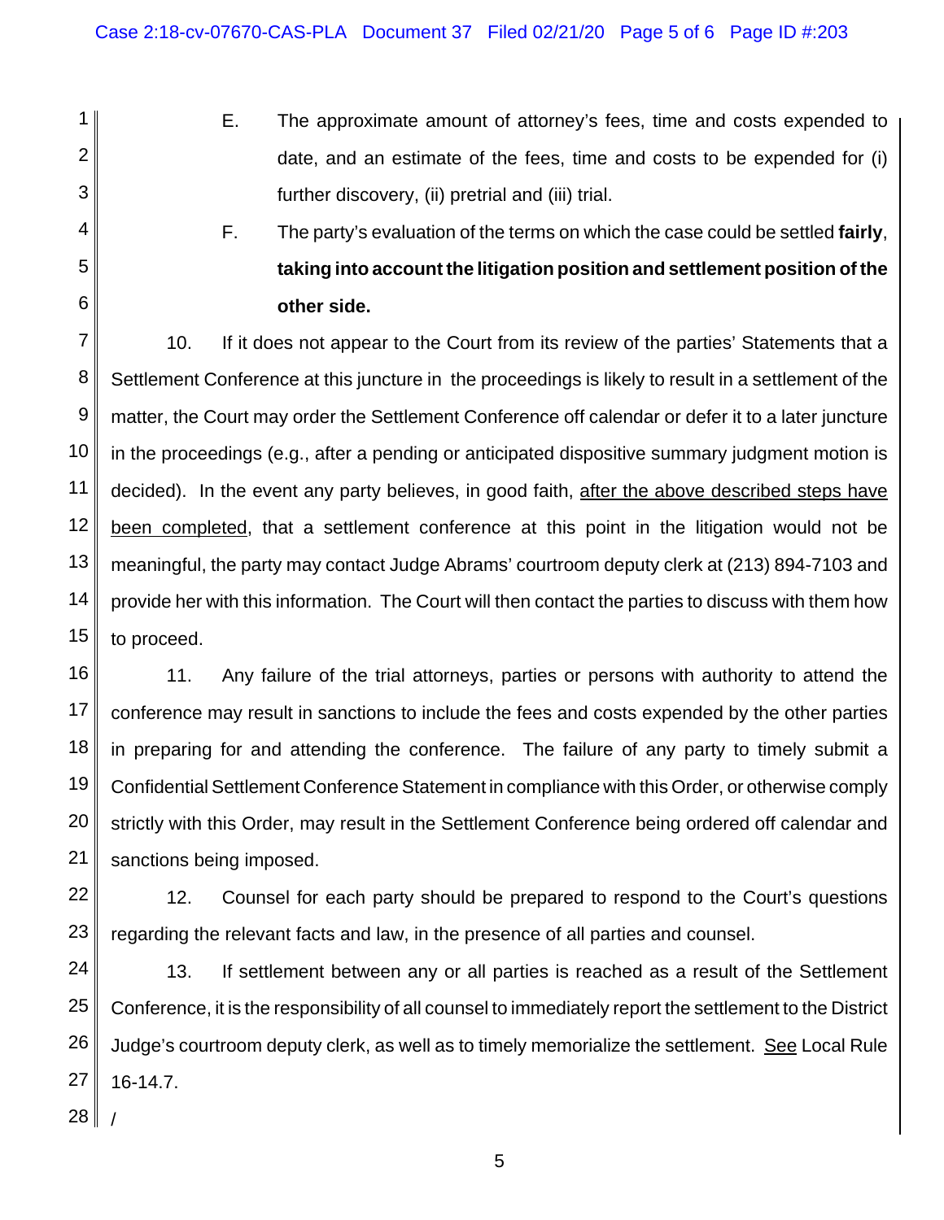E. The approximate amount of attorney's fees, time and costs expended to date, and an estimate of the fees, time and costs to be expended for (i) further discovery, (ii) pretrial and (iii) trial.

F. The party's evaluation of the terms on which the case could be settled **fairly, taking into account the litigation position and settlement position of the other side.**

10. If it does not appear to the Court from its review of the parties' Statements that a Settlement Conference at this juncture in the proceedings is likely to result in a settlement of the matter, the Court may order the Settlement Conference off calendar or defer it to a later juncture in the proceedings (e.g., after a pending or anticipated dispositive summary judgment motion is decided). In the event any party believes, in good faith, <u>after the above described steps have been completed</u>, that a settlement conference at this point in the litigation would not be meaningful, the party may contact Judge Abrams' courtroom deputy clerk at (213) 894-7103 and provide her with this information. The Court will then contact the parties to discuss with them how to proceed.

11. Any failure of the trial attorneys, parties or persons with authority to attend the conference may result in sanctions to include the fees and costs expended by the other parties in preparing for and attending the conference. The failure of any party to timely submit a Confidential Settlement Conference Statement in compliance with this Order, or otherwise comply strictly with this Order, may result in the Settlement Conference being ordered off calendar and sanctions being imposed.

12. Counsel for each party should be prepared to respond to the Court's questions regarding the relevant facts and law, in the presence of all parties and counsel.

13. If settlement between any or all parties is reached as a result of the Settlement Conference, it is the responsibility of all counsel to immediately report the settlement to the District Judge's courtroom deputy clerk, as well as to timely memorialize the settlement. <u>See</u> Local Rule 16-14.7.

/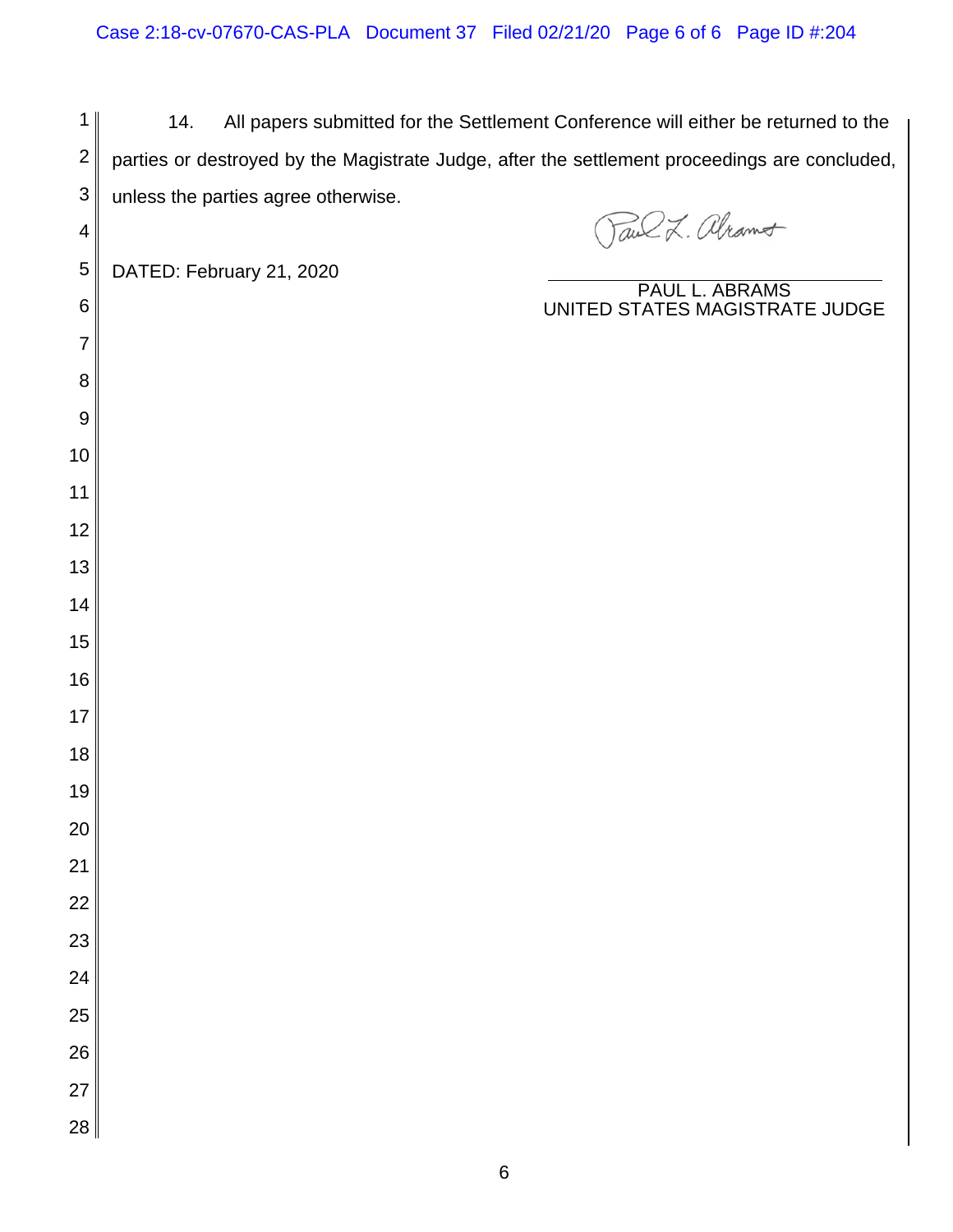14. All papers submitted for the Settlement Conference will either be returned to the parties or destroyed by the Magistrate Judge, after the settlement proceedings are concluded, unless the parties agree otherwise.

DATED: February 21, 2020

Paul L. Abrams

PAUL L. ABRAMS
UNITED STATES MAGISTRATE JUDGE